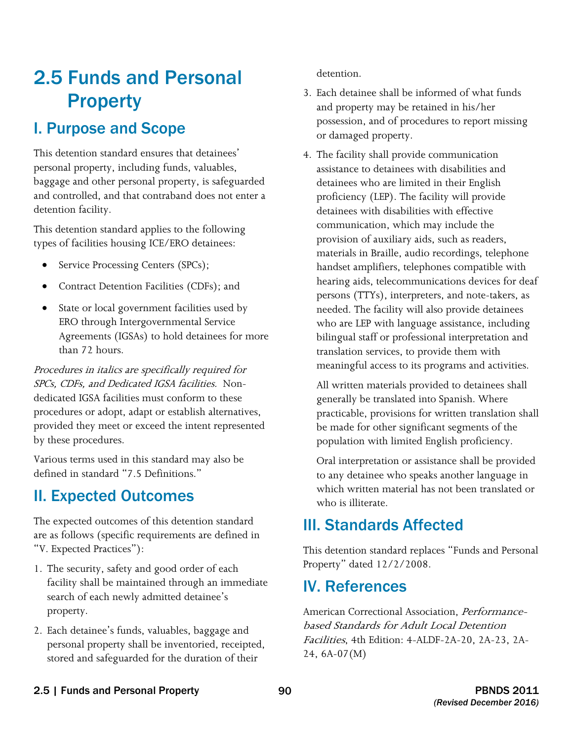# 2.5 Funds and Personal Property

## I. Purpose and Scope

This detention standard ensures that detainees' personal property, including funds, valuables, baggage and other personal property, is safeguarded and controlled, and that contraband does not enter a detention facility.

This detention standard applies to the following types of facilities housing ICE/ERO detainees:

- Service Processing Centers (SPCs);
- Contract Detention Facilities (CDFs); and
- State or local government facilities used by ERO through Intergovernmental Service Agreements (IGSAs) to hold detainees for more than 72 hours.

*Procedures in italics are specifically required for SPCs, CDFs, and Dedicated IGSA facilities.* Non-dedicated IGSA facilities must conform to these procedures or adopt, adapt or establish alternatives, provided they meet or exceed the intent represented by these procedures.

Various terms used in this standard may also be defined in standard "7.5 Definitions."

## II. Expected Outcomes

The expected outcomes of this detention standard are as follows (specific requirements are defined in "V. Expected Practices"):

1. The security, safety and good order of each facility shall be maintained through an immediate search of each newly admitted detainee's property.
2. Each detainee's funds, valuables, baggage and personal property shall be inventoried, receipted, stored and safeguarded for the duration of their detention.
3. Each detainee shall be informed of what funds and property may be retained in his/her possession, and of procedures to report missing or damaged property.
4. The facility shall provide communication assistance to detainees with disabilities and detainees who are limited in their English proficiency (LEP). The facility will provide detainees with disabilities with effective communication, which may include the provision of auxiliary aids, such as readers, materials in Braille, audio recordings, telephone handset amplifiers, telephones compatible with hearing aids, telecommunications devices for deaf persons (TTYs), interpreters, and note-takers, as needed. The facility will also provide detainees who are LEP with language assistance, including bilingual staff or professional interpretation and translation services, to provide them with meaningful access to its programs and activities.

   All written materials provided to detainees shall generally be translated into Spanish. Where practicable, provisions for written translation shall be made for other significant segments of the population with limited English proficiency.

   Oral interpretation or assistance shall be provided to any detainee who speaks another language in which written material has not been translated or who is illiterate.

## III. Standards Affected

This detention standard replaces "Funds and Personal Property" dated 12/2/2008.

## IV. References

American Correctional Association, *Performance-based Standards for Adult Local Detention Facilities*, 4th Edition: 4-ALDF-2A-20, 2A-23, 2A-24, 6A-07(M)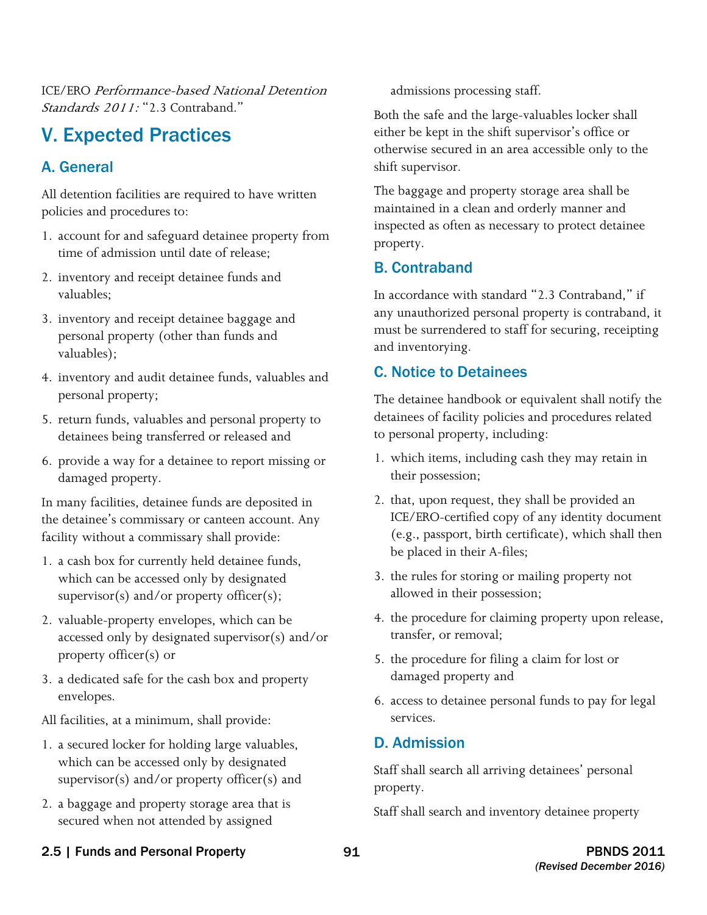ICE/ERO *Performance-based National Detention Standards 2011:* "2.3 Contraband."

## V. Expected Practices

### A. General

All detention facilities are required to have written policies and procedures to:

1. account for and safeguard detainee property from time of admission until date of release;
2. inventory and receipt detainee funds and valuables;
3. inventory and receipt detainee baggage and personal property (other than funds and valuables);
4. inventory and audit detainee funds, valuables and personal property;
5. return funds, valuables and personal property to detainees being transferred or released and
6. provide a way for a detainee to report missing or damaged property.

In many facilities, detainee funds are deposited in the detainee's commissary or canteen account. Any facility without a commissary shall provide:

1. a cash box for currently held detainee funds, which can be accessed only by designated supervisor(s) and/or property officer(s);
2. valuable-property envelopes, which can be accessed only by designated supervisor(s) and/or property officer(s) or
3. a dedicated safe for the cash box and property envelopes.

All facilities, at a minimum, shall provide:

1. a secured locker for holding large valuables, which can be accessed only by designated supervisor(s) and/or property officer(s) and
2. a baggage and property storage area that is secured when not attended by assigned admissions processing staff.

Both the safe and the large-valuables locker shall either be kept in the shift supervisor's office or otherwise secured in an area accessible only to the shift supervisor.

The baggage and property storage area shall be maintained in a clean and orderly manner and inspected as often as necessary to protect detainee property.

### B. Contraband

In accordance with standard "2.3 Contraband," if any unauthorized personal property is contraband, it must be surrendered to staff for securing, receipting and inventorying.

### C. Notice to Detainees

The detainee handbook or equivalent shall notify the detainees of facility policies and procedures related to personal property, including:

1. which items, including cash they may retain in their possession;
2. that, upon request, they shall be provided an ICE/ERO-certified copy of any identity document (e.g., passport, birth certificate), which shall then be placed in their A-files;
3. the rules for storing or mailing property not allowed in their possession;
4. the procedure for claiming property upon release, transfer, or removal;
5. the procedure for filing a claim for lost or damaged property and
6. access to detainee personal funds to pay for legal services.

### D. Admission

Staff shall search all arriving detainees' personal property.

Staff shall search and inventory detainee property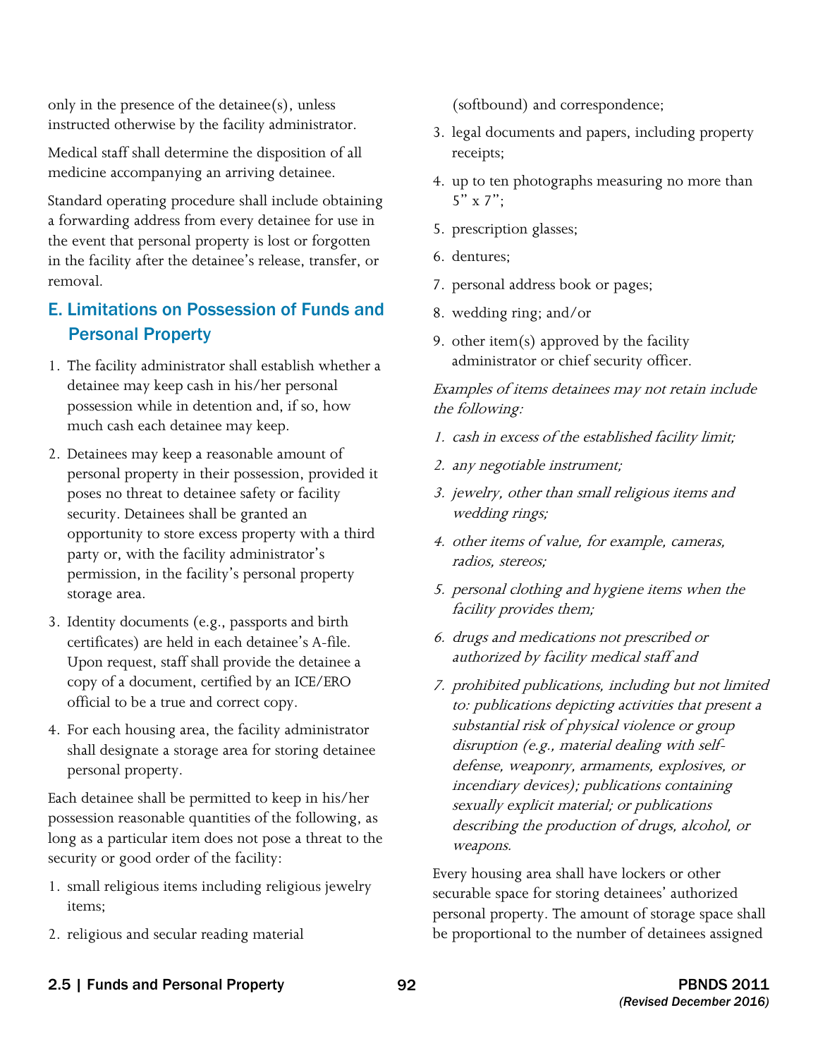only in the presence of the detainee(s), unless instructed otherwise by the facility administrator.

Medical staff shall determine the disposition of all medicine accompanying an arriving detainee.

Standard operating procedure shall include obtaining a forwarding address from every detainee for use in the event that personal property is lost or forgotten in the facility after the detainee's release, transfer, or removal.

## E. Limitations on Possession of Funds and Personal Property

1. The facility administrator shall establish whether a detainee may keep cash in his/her personal possession while in detention and, if so, how much cash each detainee may keep.
2. Detainees may keep a reasonable amount of personal property in their possession, provided it poses no threat to detainee safety or facility security. Detainees shall be granted an opportunity to store excess property with a third party or, with the facility administrator's permission, in the facility's personal property storage area.
3. Identity documents (e.g., passports and birth certificates) are held in each detainee's A-file. Upon request, staff shall provide the detainee a copy of a document, certified by an ICE/ERO official to be a true and correct copy.
4. For each housing area, the facility administrator shall designate a storage area for storing detainee personal property.

Each detainee shall be permitted to keep in his/her possession reasonable quantities of the following, as long as a particular item does not pose a threat to the security or good order of the facility:

1. small religious items including religious jewelry items;
2. religious and secular reading material (softbound) and correspondence;
3. legal documents and papers, including property receipts;
4. up to ten photographs measuring no more than 5" x 7";
5. prescription glasses;
6. dentures;
7. personal address book or pages;
8. wedding ring; and/or
9. other item(s) approved by the facility administrator or chief security officer.

*Examples of items detainees may not retain include the following:*

1. *cash in excess of the established facility limit;*
2. *any negotiable instrument;*
3. *jewelry, other than small religious items and wedding rings;*
4. *other items of value, for example, cameras, radios, stereos;*
5. *personal clothing and hygiene items when the facility provides them;*
6. *drugs and medications not prescribed or authorized by facility medical staff and*
7. *prohibited publications, including but not limited to: publications depicting activities that present a substantial risk of physical violence or group disruption (e.g., material dealing with self-defense, weaponry, armaments, explosives, or incendiary devices); publications containing sexually explicit material; or publications describing the production of drugs, alcohol, or weapons.*

Every housing area shall have lockers or other securable space for storing detainees' authorized personal property. The amount of storage space shall be proportional to the number of detainees assigned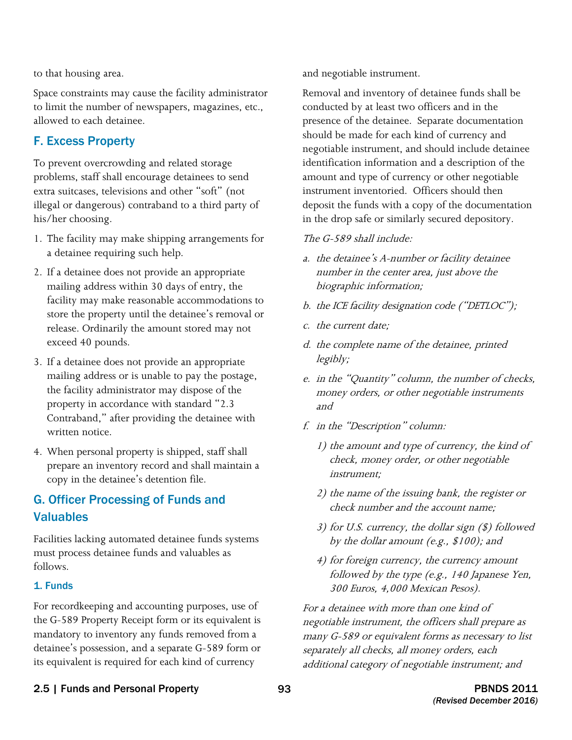to that housing area.

Space constraints may cause the facility administrator to limit the number of newspapers, magazines, etc., allowed to each detainee.

## F. Excess Property

To prevent overcrowding and related storage problems, staff shall encourage detainees to send extra suitcases, televisions and other "soft" (not illegal or dangerous) contraband to a third party of his/her choosing.

1. The facility may make shipping arrangements for a detainee requiring such help.
2. If a detainee does not provide an appropriate mailing address within 30 days of entry, the facility may make reasonable accommodations to store the property until the detainee's removal or release. Ordinarily the amount stored may not exceed 40 pounds.
3. If a detainee does not provide an appropriate mailing address or is unable to pay the postage, the facility administrator may dispose of the property in accordance with standard "2.3 Contraband," after providing the detainee with written notice.
4. When personal property is shipped, staff shall prepare an inventory record and shall maintain a copy in the detainee's detention file.

## G. Officer Processing of Funds and Valuables

Facilities lacking automated detainee funds systems must process detainee funds and valuables as follows.

### 1. Funds

For recordkeeping and accounting purposes, use of the G-589 Property Receipt form or its equivalent is mandatory to inventory any funds removed from a detainee's possession, and a separate G-589 form or its equivalent is required for each kind of currency and negotiable instrument.

Removal and inventory of detainee funds shall be conducted by at least two officers and in the presence of the detainee. Separate documentation should be made for each kind of currency and negotiable instrument, and should include detainee identification information and a description of the amount and type of currency or other negotiable instrument inventoried. Officers should then deposit the funds with a copy of the documentation in the drop safe or similarly secured depository.

*The G-589 shall include:*

*a. the detainee's A-number or facility detainee number in the center area, just above the biographic information;*

*b. the ICE facility designation code ("DETLOC");*

*c. the current date;*

*d. the complete name of the detainee, printed legibly;*

*e. in the "Quantity" column, the number of checks, money orders, or other negotiable instruments and*

*f. in the "Description" column:*

*1) the amount and type of currency, the kind of check, money order, or other negotiable instrument;*

*2) the name of the issuing bank, the register or check number and the account name;*

*3) for U.S. currency, the dollar sign ($) followed by the dollar amount (e.g., $100); and*

*4) for foreign currency, the currency amount followed by the type (e.g., 140 Japanese Yen, 300 Euros, 4,000 Mexican Pesos).*

*For a detainee with more than one kind of negotiable instrument, the officers shall prepare as many G-589 or equivalent forms as necessary to list separately all checks, all money orders, each additional category of negotiable instrument; and*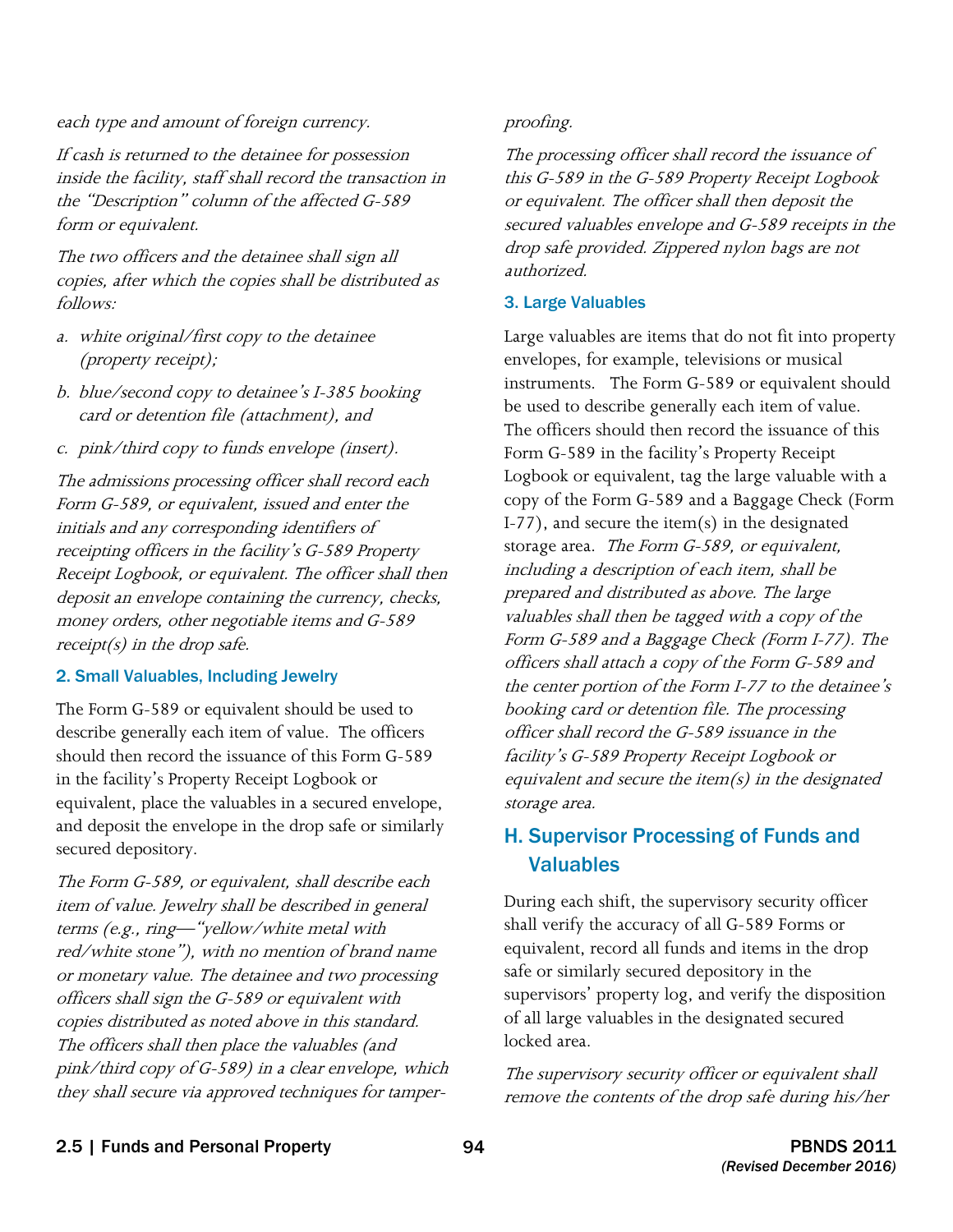*each type and amount of foreign currency.*

*If cash is returned to the detainee for possession inside the facility, staff shall record the transaction in the "Description" column of the affected G-589 form or equivalent.*

*The two officers and the detainee shall sign all copies, after which the copies shall be distributed as follows:*

*a. white original/first copy to the detainee (property receipt);*

*b. blue/second copy to detainee's I-385 booking card or detention file (attachment), and*

*c. pink/third copy to funds envelope (insert).*

*The admissions processing officer shall record each Form G-589, or equivalent, issued and enter the initials and any corresponding identifiers of receipting officers in the facility's G-589 Property Receipt Logbook, or equivalent. The officer shall then deposit an envelope containing the currency, checks, money orders, other negotiable items and G-589 receipt(s) in the drop safe.*

### 2. Small Valuables, Including Jewelry

The Form G-589 or equivalent should be used to describe generally each item of value. The officers should then record the issuance of this Form G-589 in the facility's Property Receipt Logbook or equivalent, place the valuables in a secured envelope, and deposit the envelope in the drop safe or similarly secured depository.

*The Form G-589, or equivalent, shall describe each item of value. Jewelry shall be described in general terms (e.g., ring—"yellow/white metal with red/white stone"), with no mention of brand name or monetary value. The detainee and two processing officers shall sign the G-589 or equivalent with copies distributed as noted above in this standard. The officers shall then place the valuables (and pink/third copy of G-589) in a clear envelope, which they shall secure via approved techniques for tamper-proofing.*

*The processing officer shall record the issuance of this G-589 in the G-589 Property Receipt Logbook or equivalent. The officer shall then deposit the secured valuables envelope and G-589 receipts in the drop safe provided. Zippered nylon bags are not authorized.*

### 3. Large Valuables

Large valuables are items that do not fit into property envelopes, for example, televisions or musical instruments. The Form G-589 or equivalent should be used to describe generally each item of value. The officers should then record the issuance of this Form G-589 in the facility's Property Receipt Logbook or equivalent, tag the large valuable with a copy of the Form G-589 and a Baggage Check (Form I-77), and secure the item(s) in the designated storage area. *The Form G-589, or equivalent, including a description of each item, shall be prepared and distributed as above. The large valuables shall then be tagged with a copy of the Form G-589 and a Baggage Check (Form I-77). The officers shall attach a copy of the Form G-589 and the center portion of the Form I-77 to the detainee's booking card or detention file. The processing officer shall record the G-589 issuance in the facility's G-589 Property Receipt Logbook or equivalent and secure the item(s) in the designated storage area.*

## H. Supervisor Processing of Funds and Valuables

During each shift, the supervisory security officer shall verify the accuracy of all G-589 Forms or equivalent, record all funds and items in the drop safe or similarly secured depository in the supervisors' property log, and verify the disposition of all large valuables in the designated secured locked area.

*The supervisory security officer or equivalent shall remove the contents of the drop safe during his/her*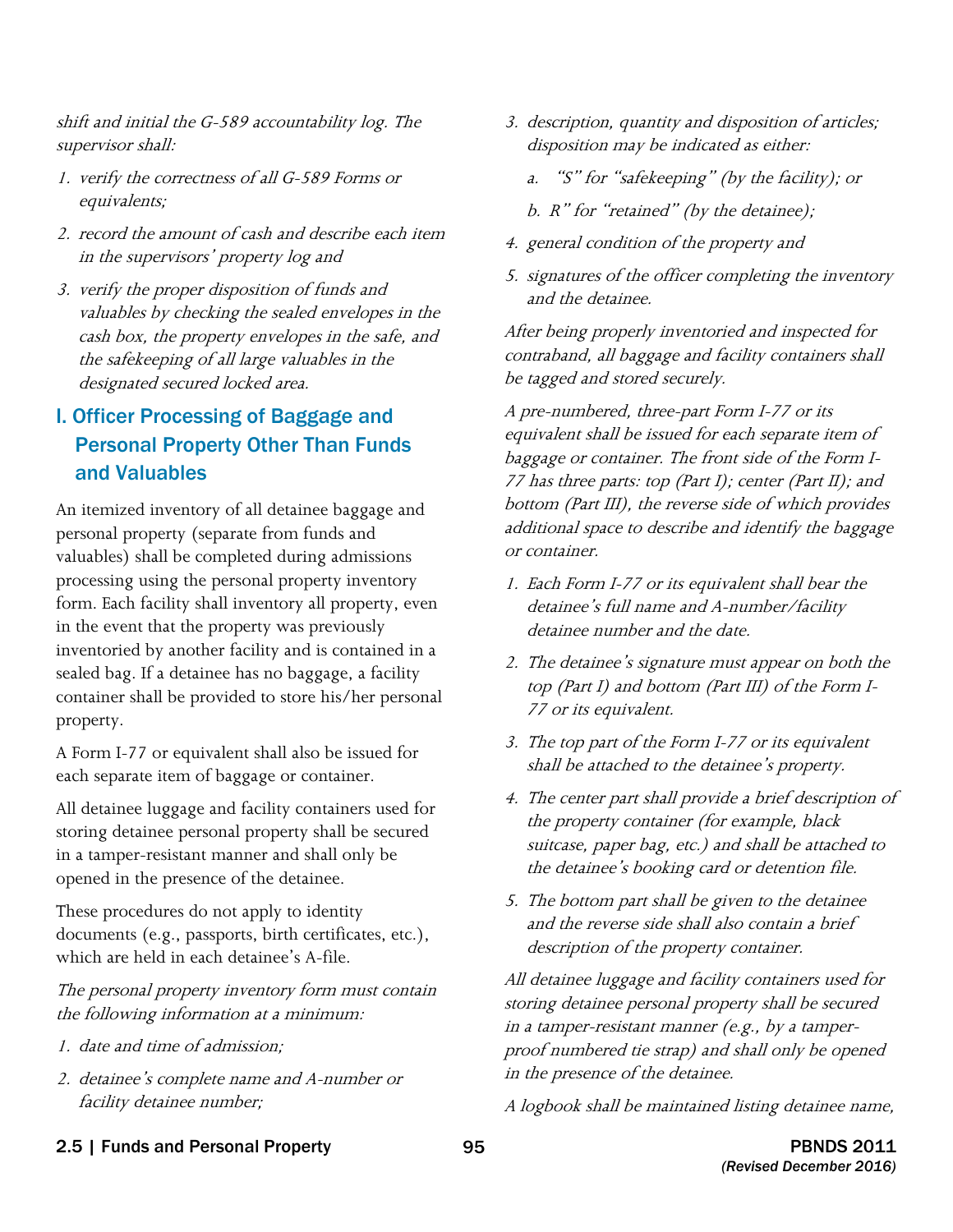*shift and initial the G-589 accountability log. The supervisor shall:*

1. *verify the correctness of all G-589 Forms or equivalents;*
2. *record the amount of cash and describe each item in the supervisors' property log and*
3. *verify the proper disposition of funds and valuables by checking the sealed envelopes in the cash box, the property envelopes in the safe, and the safekeeping of all large valuables in the designated secured locked area.*

## I. Officer Processing of Baggage and Personal Property Other Than Funds and Valuables

An itemized inventory of all detainee baggage and personal property (separate from funds and valuables) shall be completed during admissions processing using the personal property inventory form. Each facility shall inventory all property, even in the event that the property was previously inventoried by another facility and is contained in a sealed bag. If a detainee has no baggage, a facility container shall be provided to store his/her personal property.

A Form I-77 or equivalent shall also be issued for each separate item of baggage or container.

All detainee luggage and facility containers used for storing detainee personal property shall be secured in a tamper-resistant manner and shall only be opened in the presence of the detainee.

These procedures do not apply to identity documents (e.g., passports, birth certificates, etc.), which are held in each detainee's A-file.

*The personal property inventory form must contain the following information at a minimum:*

1. *date and time of admission;*
2. *detainee's complete name and A-number or facility detainee number;*
3. *description, quantity and disposition of articles; disposition may be indicated as either:*
   a. *"S" for "safekeeping" (by the facility); or*
   b. *R" for "retained" (by the detainee);*
4. *general condition of the property and*
5. *signatures of the officer completing the inventory and the detainee.*

*After being properly inventoried and inspected for contraband, all baggage and facility containers shall be tagged and stored securely.*

*A pre-numbered, three-part Form I-77 or its equivalent shall be issued for each separate item of baggage or container. The front side of the Form I-77 has three parts: top (Part I); center (Part II); and bottom (Part III), the reverse side of which provides additional space to describe and identify the baggage or container.*

1. *Each Form I-77 or its equivalent shall bear the detainee's full name and A-number/facility detainee number and the date.*
2. *The detainee's signature must appear on both the top (Part I) and bottom (Part III) of the Form I-77 or its equivalent.*
3. *The top part of the Form I-77 or its equivalent shall be attached to the detainee's property.*
4. *The center part shall provide a brief description of the property container (for example, black suitcase, paper bag, etc.) and shall be attached to the detainee's booking card or detention file.*
5. *The bottom part shall be given to the detainee and the reverse side shall also contain a brief description of the property container.*

*All detainee luggage and facility containers used for storing detainee personal property shall be secured in a tamper-resistant manner (e.g., by a tamper-proof numbered tie strap) and shall only be opened in the presence of the detainee.*

*A logbook shall be maintained listing detainee name,*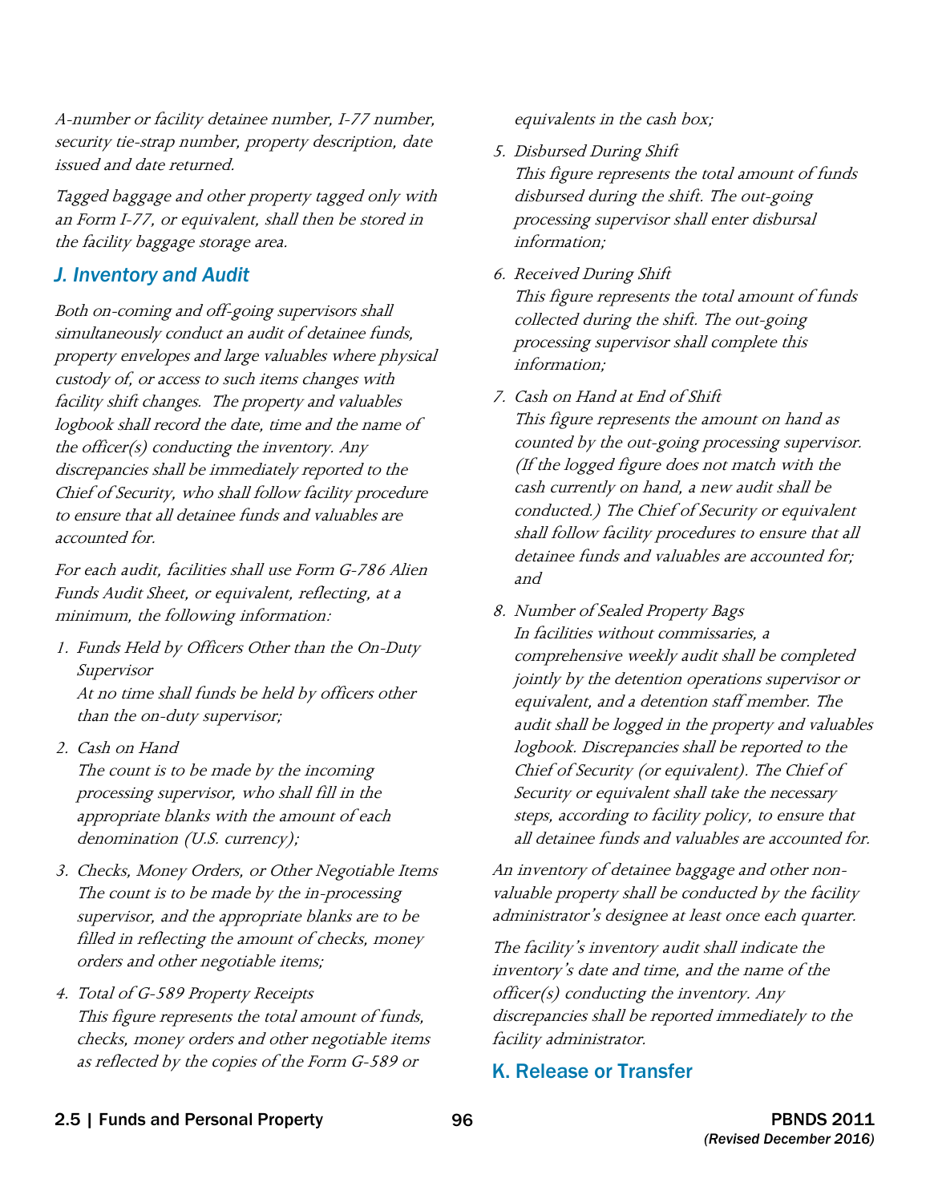*A-number or facility detainee number, I-77 number, security tie-strap number, property description, date issued and date returned.*

*Tagged baggage and other property tagged only with an Form I-77, or equivalent, shall then be stored in the facility baggage storage area.*

## J. Inventory and Audit

*Both on-coming and off-going supervisors shall simultaneously conduct an audit of detainee funds, property envelopes and large valuables where physical custody of, or access to such items changes with facility shift changes. The property and valuables logbook shall record the date, time and the name of the officer(s) conducting the inventory. Any discrepancies shall be immediately reported to the Chief of Security, who shall follow facility procedure to ensure that all detainee funds and valuables are accounted for.*

*For each audit, facilities shall use Form G-786 Alien Funds Audit Sheet, or equivalent, reflecting, at a minimum, the following information:*

1. *Funds Held by Officers Other than the On-Duty Supervisor*
   *At no time shall funds be held by officers other than the on-duty supervisor;*
2. *Cash on Hand*
   *The count is to be made by the incoming processing supervisor, who shall fill in the appropriate blanks with the amount of each denomination (U.S. currency);*
3. *Checks, Money Orders, or Other Negotiable Items*
   *The count is to be made by the in-processing supervisor, and the appropriate blanks are to be filled in reflecting the amount of checks, money orders and other negotiable items;*
4. *Total of G-589 Property Receipts*
   *This figure represents the total amount of funds, checks, money orders and other negotiable items as reflected by the copies of the Form G-589 or equivalents in the cash box;*
5. *Disbursed During Shift*
   *This figure represents the total amount of funds disbursed during the shift. The out-going processing supervisor shall enter disbursal information;*
6. *Received During Shift*
   *This figure represents the total amount of funds collected during the shift. The out-going processing supervisor shall complete this information;*
7. *Cash on Hand at End of Shift*
   *This figure represents the amount on hand as counted by the out-going processing supervisor. (If the logged figure does not match with the cash currently on hand, a new audit shall be conducted.) The Chief of Security or equivalent shall follow facility procedures to ensure that all detainee funds and valuables are accounted for; and*
8. *Number of Sealed Property Bags*
   *In facilities without commissaries, a comprehensive weekly audit shall be completed jointly by the detention operations supervisor or equivalent, and a detention staff member. The audit shall be logged in the property and valuables logbook. Discrepancies shall be reported to the Chief of Security (or equivalent). The Chief of Security or equivalent shall take the necessary steps, according to facility policy, to ensure that all detainee funds and valuables are accounted for.*

*An inventory of detainee baggage and other non-valuable property shall be conducted by the facility administrator's designee at least once each quarter.*

*The facility's inventory audit shall indicate the inventory's date and time, and the name of the officer(s) conducting the inventory. Any discrepancies shall be reported immediately to the facility administrator.*

## K. Release or Transfer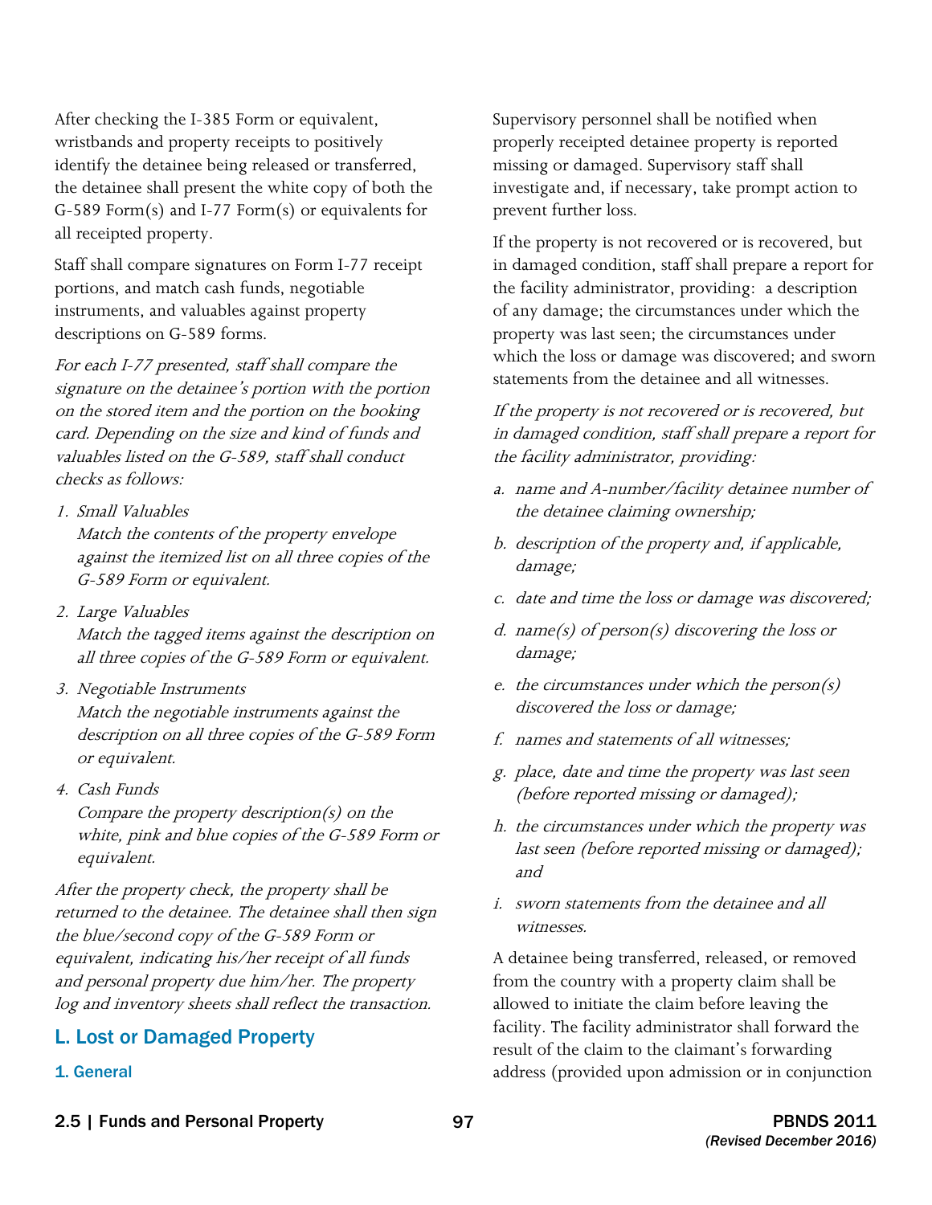After checking the I-385 Form or equivalent, wristbands and property receipts to positively identify the detainee being released or transferred, the detainee shall present the white copy of both the G-589 Form(s) and I-77 Form(s) or equivalents for all receipted property.

Staff shall compare signatures on Form I-77 receipt portions, and match cash funds, negotiable instruments, and valuables against property descriptions on G-589 forms.

*For each I-77 presented, staff shall compare the signature on the detainee's portion with the portion on the stored item and the portion on the booking card. Depending on the size and kind of funds and valuables listed on the G-589, staff shall conduct checks as follows:*

1. *Small Valuables*
   *Match the contents of the property envelope against the itemized list on all three copies of the G-589 Form or equivalent.*
2. *Large Valuables*
   *Match the tagged items against the description on all three copies of the G-589 Form or equivalent.*
3. *Negotiable Instruments*
   *Match the negotiable instruments against the description on all three copies of the G-589 Form or equivalent.*
4. *Cash Funds*
   *Compare the property description(s) on the white, pink and blue copies of the G-589 Form or equivalent.*

*After the property check, the property shall be returned to the detainee. The detainee shall then sign the blue/second copy of the G-589 Form or equivalent, indicating his/her receipt of all funds and personal property due him/her. The property log and inventory sheets shall reflect the transaction.*

## L. Lost or Damaged Property

### 1. General

Supervisory personnel shall be notified when properly receipted detainee property is reported missing or damaged. Supervisory staff shall investigate and, if necessary, take prompt action to prevent further loss.

If the property is not recovered or is recovered, but in damaged condition, staff shall prepare a report for the facility administrator, providing: a description of any damage; the circumstances under which the property was last seen; the circumstances under which the loss or damage was discovered; and sworn statements from the detainee and all witnesses.

*If the property is not recovered or is recovered, but in damaged condition, staff shall prepare a report for the facility administrator, providing:*

a. *name and A-number/facility detainee number of the detainee claiming ownership;*
b. *description of the property and, if applicable, damage;*
c. *date and time the loss or damage was discovered;*
d. *name(s) of person(s) discovering the loss or damage;*
e. *the circumstances under which the person(s) discovered the loss or damage;*
f. *names and statements of all witnesses;*
g. *place, date and time the property was last seen (before reported missing or damaged);*
h. *the circumstances under which the property was last seen (before reported missing or damaged); and*
i. *sworn statements from the detainee and all witnesses.*

A detainee being transferred, released, or removed from the country with a property claim shall be allowed to initiate the claim before leaving the facility. The facility administrator shall forward the result of the claim to the claimant's forwarding address (provided upon admission or in conjunction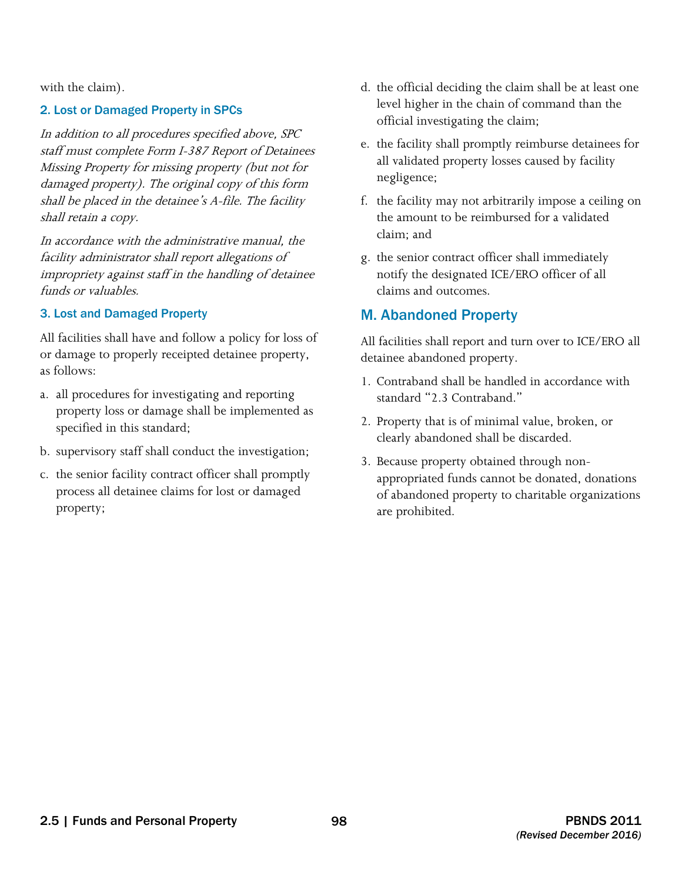with the claim).

### 2. Lost or Damaged Property in SPCs

*In addition to all procedures specified above, SPC staff must complete Form I-387 Report of Detainees Missing Property for missing property (but not for damaged property). The original copy of this form shall be placed in the detainee's A-file. The facility shall retain a copy.*

*In accordance with the administrative manual, the facility administrator shall report allegations of impropriety against staff in the handling of detainee funds or valuables.*

### 3. Lost and Damaged Property

All facilities shall have and follow a policy for loss of or damage to properly receipted detainee property, as follows:

a. all procedures for investigating and reporting property loss or damage shall be implemented as specified in this standard;

b. supervisory staff shall conduct the investigation;

c. the senior facility contract officer shall promptly process all detainee claims for lost or damaged property;

d. the official deciding the claim shall be at least one level higher in the chain of command than the official investigating the claim;

e. the facility shall promptly reimburse detainees for all validated property losses caused by facility negligence;

f. the facility may not arbitrarily impose a ceiling on the amount to be reimbursed for a validated claim; and

g. the senior contract officer shall immediately notify the designated ICE/ERO officer of all claims and outcomes.

## M. Abandoned Property

All facilities shall report and turn over to ICE/ERO all detainee abandoned property.

1. Contraband shall be handled in accordance with standard "2.3 Contraband."

2. Property that is of minimal value, broken, or clearly abandoned shall be discarded.

3. Because property obtained through non-appropriated funds cannot be donated, donations of abandoned property to charitable organizations are prohibited.